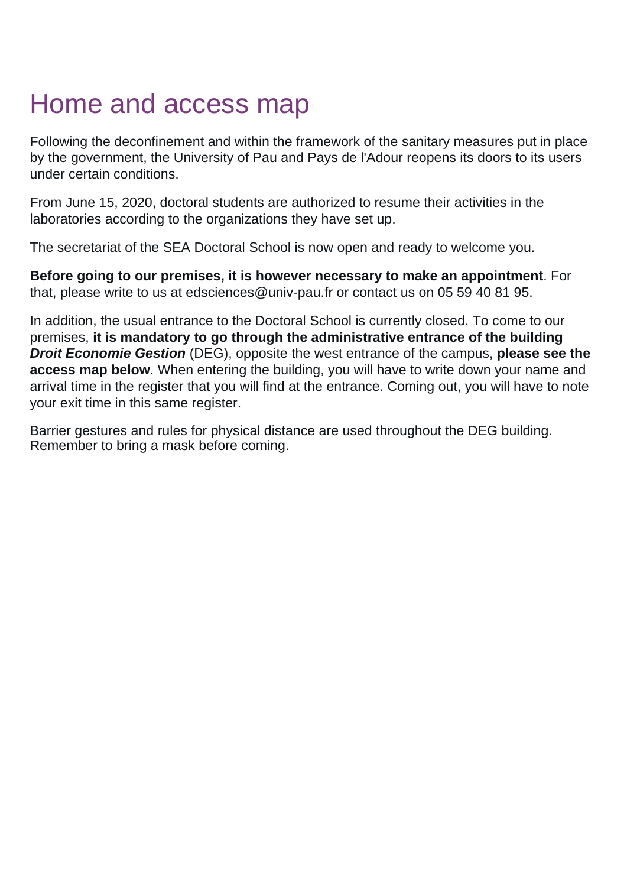# Home and access map

Following the deconfinement and within the framework of the sanitary measures put in place by the government, the University of Pau and Pays de l'Adour reopens its doors to its users under certain conditions.

From June 15, 2020, doctoral students are authorized to resume their activities in the laboratories according to the organizations they have set up.

The secretariat of the SEA Doctoral School is now open and ready to welcome you.

**Before going to our premises, it is however necessary to make an appointment**. For that, please write to us at edsciences@univ-pau.fr or contact us on 05 59 40 81 95.

In addition, the usual entrance to the Doctoral School is currently closed. To come to our premises, **it is mandatory to go through the administrative entrance of the building *Droit Economie Gestion*** (DEG), opposite the west entrance of the campus, **please see the access map below**. When entering the building, you will have to write down your name and arrival time in the register that you will find at the entrance. Coming out, you will have to note your exit time in this same register.

Barrier gestures and rules for physical distance are used throughout the DEG building. Remember to bring a mask before coming.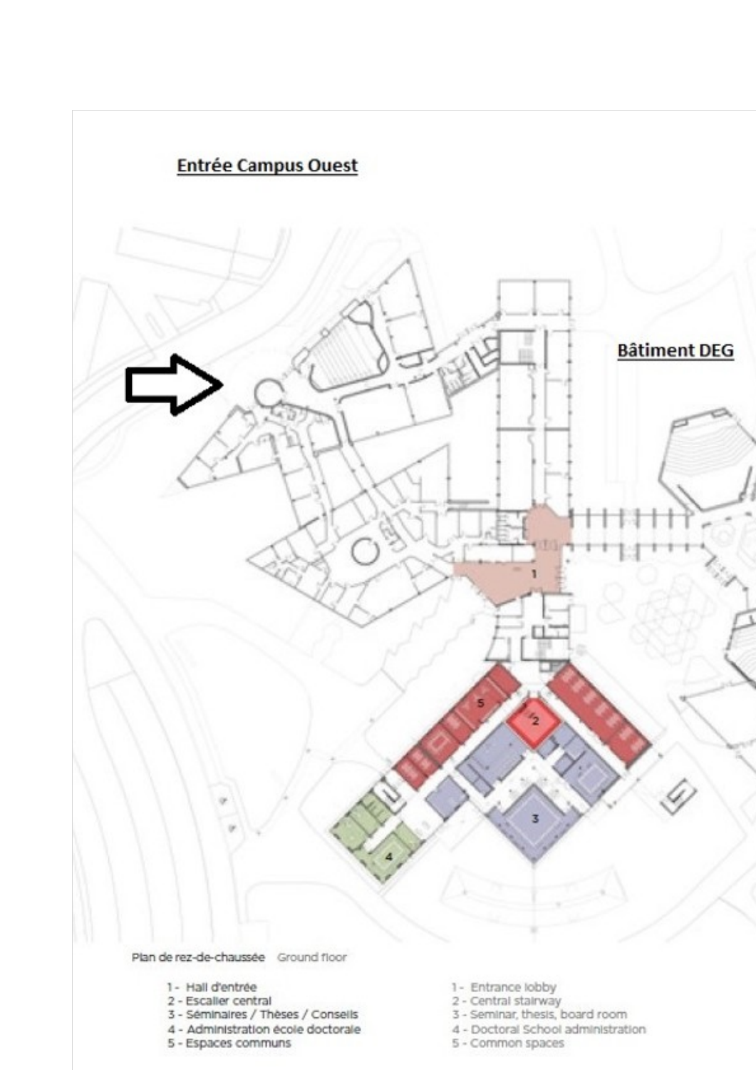**Entrée Campus Ouest**

**Bâtiment DEG**

Plan de rez-de-chaussée Ground floor

1 - Hall d'entrée
2 - Escalier central
3 - Séminaires / Thèses / Conseils
4 - Administration école doctorale
5 - Espaces communs

1 - Entrance lobby
2 - Central stairway
3 - Seminar, thesis, board room
4 - Doctoral School administration
5 - Common spaces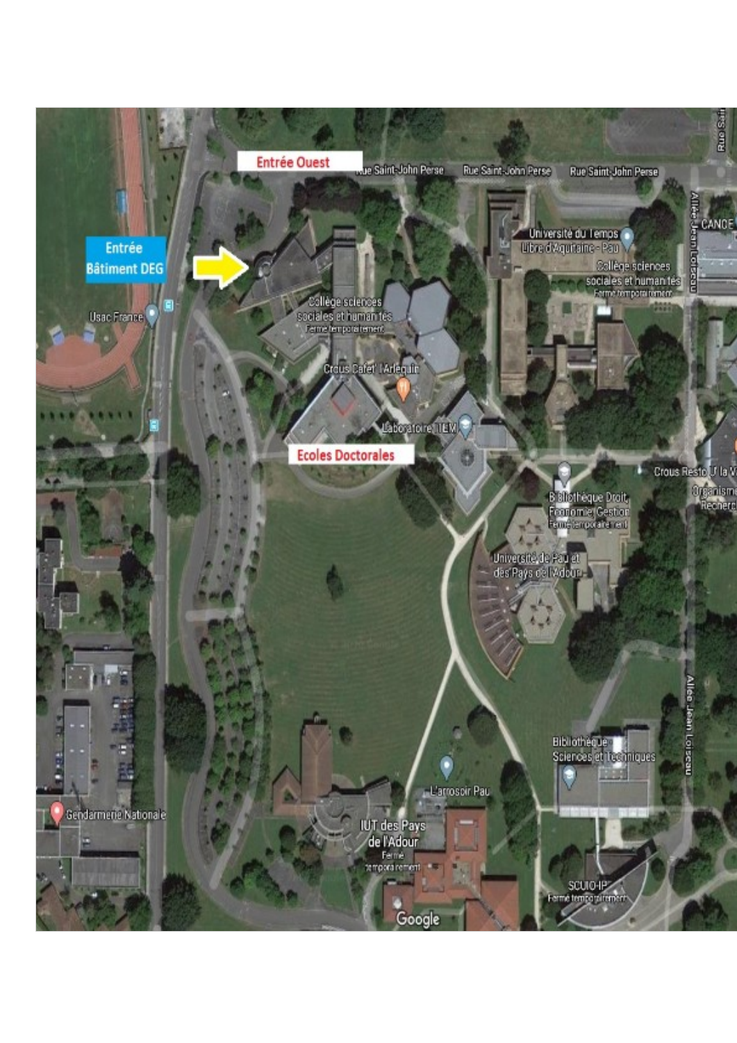Entrée Ouest

Entrée Bâtiment DEG

Ecoles Doctorales

Rue Saint-John Perse

Université du Temps Libre d'Aquitaine - Pau

Collège sciences sociales et humanités
Fermé temporairement

Crous Cafet' l'Arlequin

Laboratoire TREE

Usac France

Crous Resto U la V

Organisme Recherc

Bibliothèque Droit, Economie, Gestion
Fermé temporairement

Université de Pau et des Pays de l'Adour

Allée Jean Loiseau

CANCE

Bibliothèque Sciences et Techniques

L'arrosoir Pau

IUT des Pays de l'Adour
Fermé temporairement

SCUIO-IP
Fermé temporairement

Gendarmerie Nationale

Google